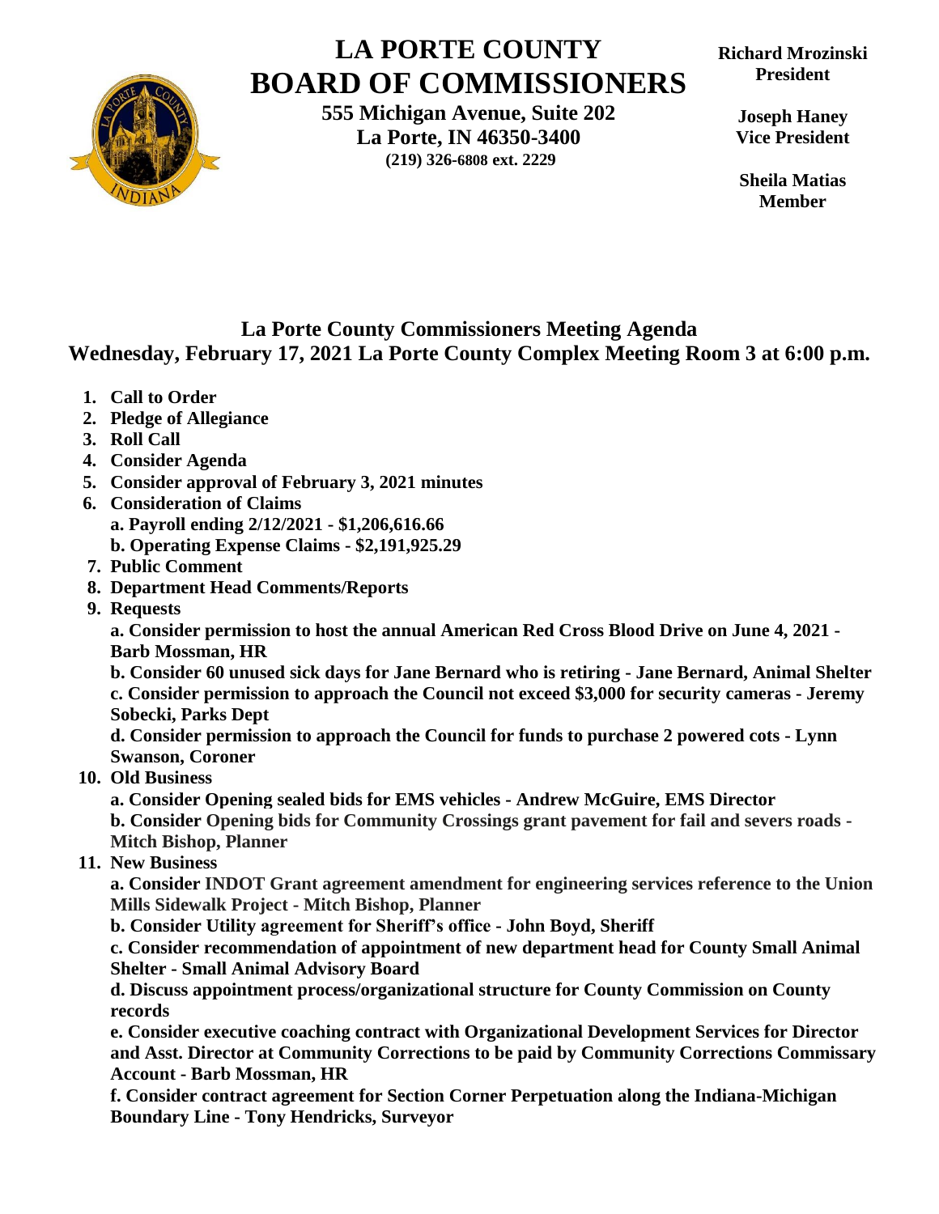# LA PORTE COUNTY BOARD OF COMMISSIONERS

**555 Michigan Avenue, Suite 202**
**La Porte, IN 46350-3400**
**(219) 326-6808 ext. 2229**

**Richard Mrozinski**
**President**

**Joseph Haney**
**Vice President**

**Sheila Matias**
**Member**

## La Porte County Commissioners Meeting Agenda
## Wednesday, February 17, 2021 La Porte County Complex Meeting Room 3 at 6:00 p.m.

1. **Call to Order**
2. **Pledge of Allegiance**
3. **Roll Call**
4. **Consider Agenda**
5. **Consider approval of February 3, 2021 minutes**
6. **Consideration of Claims**
   - **a. Payroll ending 2/12/2021 - $1,206,616.66**
   - **b. Operating Expense Claims - $2,191,925.29**
7. **Public Comment**
8. **Department Head Comments/Reports**
9. **Requests**
   - **a. Consider permission to host the annual American Red Cross Blood Drive on June 4, 2021 - Barb Mossman, HR**
   - **b. Consider 60 unused sick days for Jane Bernard who is retiring - Jane Bernard, Animal Shelter**
   - **c. Consider permission to approach the Council not exceed $3,000 for security cameras - Jeremy Sobecki, Parks Dept**
   - **d. Consider permission to approach the Council for funds to purchase 2 powered cots - Lynn Swanson, Coroner**
10. **Old Business**
    - **a. Consider Opening sealed bids for EMS vehicles - Andrew McGuire, EMS Director**
    - **b. Consider Opening bids for Community Crossings grant pavement for fail and severs roads - Mitch Bishop, Planner**
11. **New Business**
    - **a. Consider INDOT Grant agreement amendment for engineering services reference to the Union Mills Sidewalk Project - Mitch Bishop, Planner**
    - **b. Consider Utility agreement for Sheriff's office - John Boyd, Sheriff**
    - **c. Consider recommendation of appointment of new department head for County Small Animal Shelter - Small Animal Advisory Board**
    - **d. Discuss appointment process/organizational structure for County Commission on County records**
    - **e. Consider executive coaching contract with Organizational Development Services for Director and Asst. Director at Community Corrections to be paid by Community Corrections Commissary Account - Barb Mossman, HR**
    - **f. Consider contract agreement for Section Corner Perpetuation along the Indiana-Michigan Boundary Line - Tony Hendricks, Surveyor**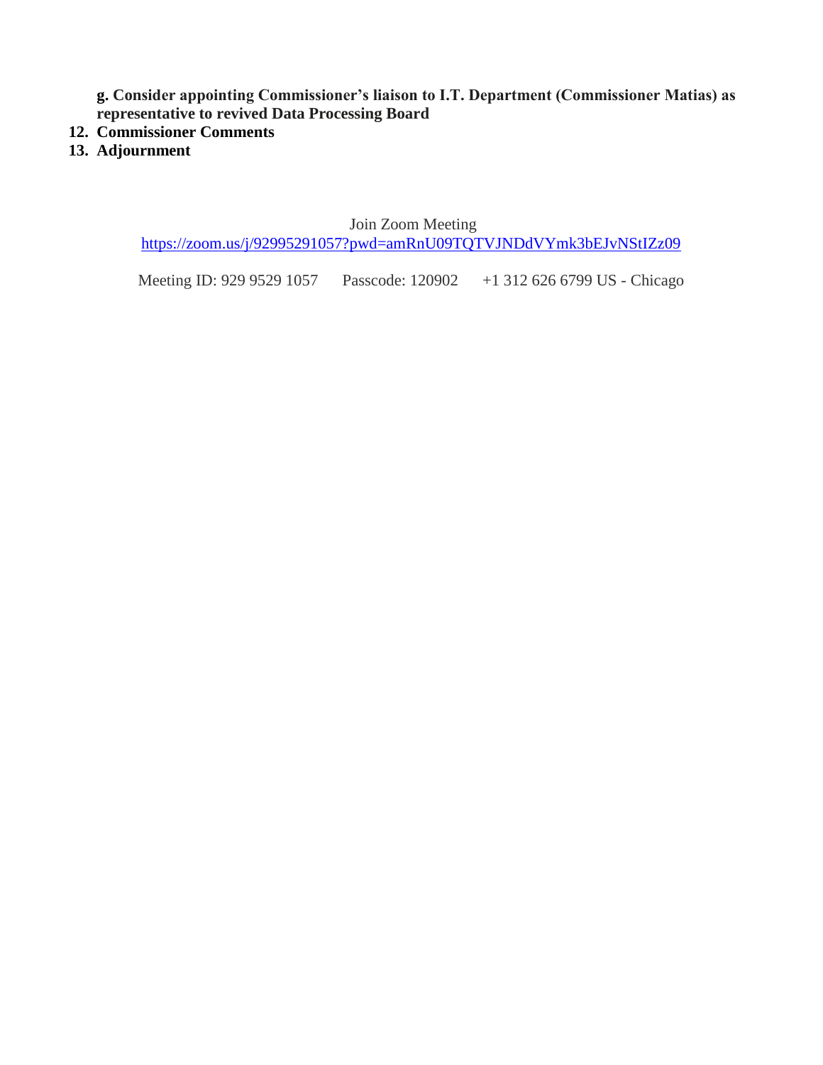**g. Consider appointing Commissioner's liaison to I.T. Department (Commissioner Matias) as representative to revived Data Processing Board**

**12. Commissioner Comments**

**13. Adjournment**

Join Zoom Meeting
https://zoom.us/j/92995291057?pwd=amRnU09TQTVJNDdVYmk3bEJvNStIZz09

Meeting ID: 929 9529 1057 Passcode: 120902 +1 312 626 6799 US - Chicago